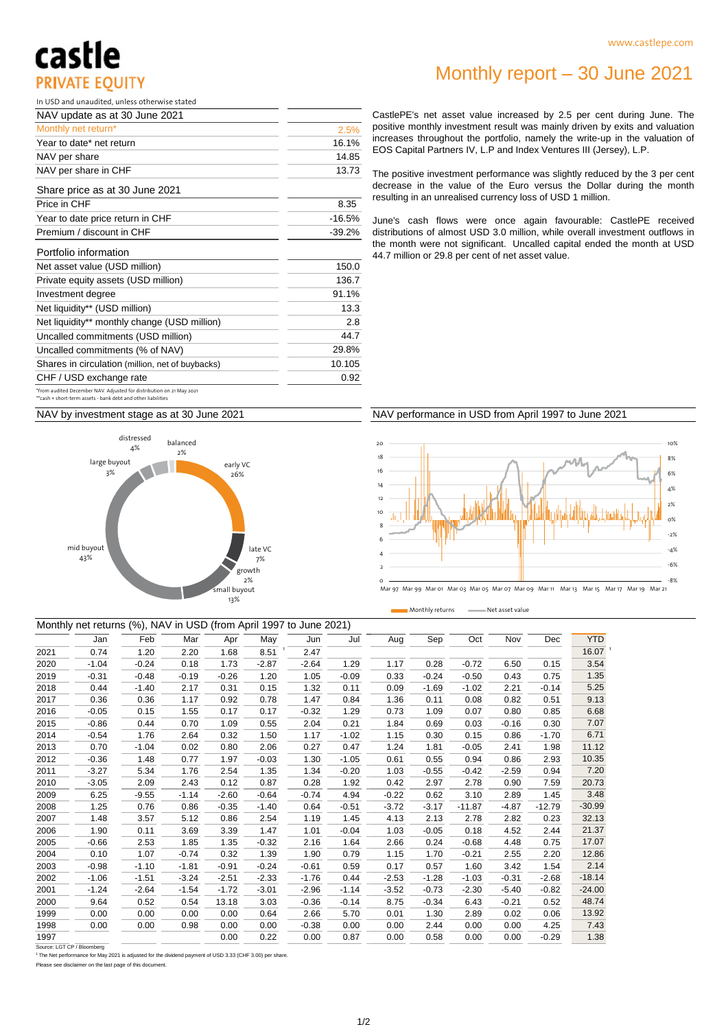castle PRIVATE EQUITY

www.castlepe.com

# Monthly report – 30 June 2021

In USD and unaudited, unless otherwise stated

| NAV update as at 30 June 2021 | |
|---|---|
| Monthly net return* | 2.5% |
| Year to date* net return | 16.1% |
| NAV per share | 14.85 |
| NAV per share in CHF | 13.73 |

| Share price as at 30 June 2021 | |
|---|---|
| Price in CHF | 8.35 |
| Year to date price return in CHF | -16.5% |
| Premium / discount in CHF | -39.2% |

| Portfolio information | |
|---|---|
| Net asset value (USD million) | 150.0 |
| Private equity assets (USD million) | 136.7 |
| Investment degree | 91.1% |
| Net liquidity** (USD million) | 13.3 |
| Net liquidity** monthly change (USD million) | 2.8 |
| Uncalled commitments (USD million) | 44.7 |
| Uncalled commitments (% of NAV) | 29.8% |
| Shares in circulation (million, net of buybacks) | 10.105 |
| CHF / USD exchange rate | 0.92 |

*from audited December NAV. Adjusted for distribution on 21 May 2021
**cash + short-term assets - bank debt and other liabilities

CastlePE's net asset value increased by 2.5 per cent during June. The positive monthly investment result was mainly driven by exits and valuation increases throughout the portfolio, namely the write-up in the valuation of EOS Capital Partners IV, L.P and Index Ventures III (Jersey), L.P.

The positive investment performance was slightly reduced by the 3 per cent decrease in the value of the Euro versus the Dollar during the month resulting in an unrealised currency loss of USD 1 million.

June's cash flows were once again favourable: CastlePE received distributions of almost USD 3.0 million, while overall investment outflows in the month were not significant. Uncalled capital ended the month at USD 44.7 million or 29.8 per cent of net asset value.

## NAV by investment stage as at 30 June 2021

| Stage | % |
|---|---|
| early VC | 26% |
| late VC | 7% |
| growth | 2% |
| small buyout | 13% |
| mid buyout | 43% |
| large buyout | 3% |
| distressed | 4% |
| balanced | 2% |

## NAV performance in USD from April 1997 to June 2021

Monthly returns — Net asset value

## Monthly net returns (%), NAV in USD (from April 1997 to June 2021)

| | Jan | Feb | Mar | Apr | May | Jun | Jul | Aug | Sep | Oct | Nov | Dec | YTD |
|---|---|---|---|---|---|---|---|---|---|---|---|---|---|
| 2021 | 0.74 | 1.20 | 2.20 | 1.68 | 8.51 [1] | 2.47 | | | | | | | 16.07 [1] |
| 2020 | -1.04 | -0.24 | 0.18 | 1.73 | -2.87 | -2.64 | 1.29 | 1.17 | 0.28 | -0.72 | 6.50 | 0.15 | 3.54 |
| 2019 | -0.31 | -0.48 | -0.19 | -0.26 | 1.20 | 1.05 | -0.09 | 0.33 | -0.24 | -0.50 | 0.43 | 0.75 | 1.35 |
| 2018 | 0.44 | -1.40 | 2.17 | 0.31 | 0.15 | 1.32 | 0.11 | 0.09 | -1.69 | -1.02 | 2.21 | -0.14 | 5.25 |
| 2017 | 0.36 | 0.36 | 1.17 | 0.92 | 0.78 | 1.47 | 0.84 | 1.36 | 0.11 | 0.08 | 0.82 | 0.51 | 9.13 |
| 2016 | -0.05 | 0.15 | 1.55 | 0.17 | 0.17 | -0.32 | 1.29 | 0.73 | 1.09 | 0.07 | 0.80 | 0.85 | 6.68 |
| 2015 | -0.86 | 0.44 | 0.70 | 1.09 | 0.55 | 2.04 | 0.21 | 1.84 | 0.69 | 0.03 | -0.16 | 0.30 | 7.07 |
| 2014 | -0.54 | 1.76 | 2.64 | 0.32 | 1.50 | 1.17 | -1.02 | 1.15 | 0.30 | 0.15 | 0.86 | -1.70 | 6.71 |
| 2013 | 0.70 | -1.04 | 0.02 | 0.80 | 2.06 | 0.27 | 0.47 | 1.24 | 1.81 | -0.05 | 2.41 | 1.98 | 11.12 |
| 2012 | -0.36 | 1.48 | 0.77 | 1.97 | -0.03 | 1.30 | -1.05 | 0.61 | 0.55 | 0.94 | 0.86 | 2.93 | 10.35 |
| 2011 | -3.27 | 5.34 | 1.76 | 2.54 | 1.35 | 1.34 | -0.20 | 1.03 | -0.55 | -0.42 | -2.59 | 0.94 | 7.20 |
| 2010 | -3.05 | 2.09 | 2.43 | 0.12 | 0.87 | 0.28 | 1.92 | 0.42 | 2.97 | 2.78 | 0.90 | 7.59 | 20.73 |
| 2009 | 6.25 | -9.55 | -1.14 | -2.60 | -0.64 | -0.74 | 4.94 | -0.22 | 0.62 | 3.10 | 2.89 | 1.45 | 3.48 |
| 2008 | 1.25 | 0.76 | 0.86 | -0.35 | -1.40 | 0.64 | -0.51 | -3.72 | -3.17 | -11.87 | -4.87 | -12.79 | -30.99 |
| 2007 | 1.48 | 3.57 | 5.12 | 0.86 | 2.54 | 1.19 | 1.45 | 4.13 | 2.13 | 2.78 | 2.82 | 0.23 | 32.13 |
| 2006 | 1.90 | 0.11 | 3.69 | 3.39 | 1.47 | 1.01 | -0.04 | 1.03 | -0.05 | 0.18 | 4.52 | 2.44 | 21.37 |
| 2005 | -0.66 | 2.53 | 1.85 | 1.35 | -0.32 | 2.16 | 1.64 | 2.66 | 0.24 | -0.68 | 4.48 | 0.75 | 17.07 |
| 2004 | 0.10 | 1.07 | -0.74 | 0.32 | 1.39 | 1.90 | 0.79 | 1.15 | 1.70 | -0.21 | 2.55 | 2.20 | 12.86 |
| 2003 | -0.98 | -1.10 | -1.81 | -0.91 | -0.24 | -0.61 | 0.59 | 0.17 | 0.57 | 1.60 | 3.42 | 1.54 | 2.14 |
| 2002 | -1.06 | -1.51 | -3.24 | -2.51 | -2.33 | -1.76 | 0.44 | -2.53 | -1.28 | -1.03 | -0.31 | -2.68 | -18.14 |
| 2001 | -1.24 | -2.64 | -1.54 | -1.72 | -3.01 | -2.96 | -1.14 | -3.52 | -0.73 | -2.30 | -5.40 | -0.82 | -24.00 |
| 2000 | 9.64 | 0.52 | 0.54 | 13.18 | 3.03 | -0.36 | -0.14 | 8.75 | -0.34 | 6.43 | -0.21 | 0.52 | 48.74 |
| 1999 | 0.00 | 0.00 | 0.00 | 0.00 | 0.64 | 2.66 | 5.70 | 0.01 | 1.30 | 2.89 | 0.02 | 0.06 | 13.92 |
| 1998 | 0.00 | 0.00 | 0.98 | 0.00 | 0.00 | -0.38 | 0.00 | 0.00 | 2.44 | 0.00 | 0.00 | 4.25 | 7.43 |
| 1997 | | | | 0.00 | 0.22 | 0.00 | 0.87 | 0.00 | 0.58 | 0.00 | 0.00 | -0.29 | 1.38 |

Source: LGT CP / Bloomberg

[1] The Net performance for May 2021 is adjusted for the dividend payment of USD 3.33 (CHF 3.00) per share.

Please see disclaimer on the last page of this document.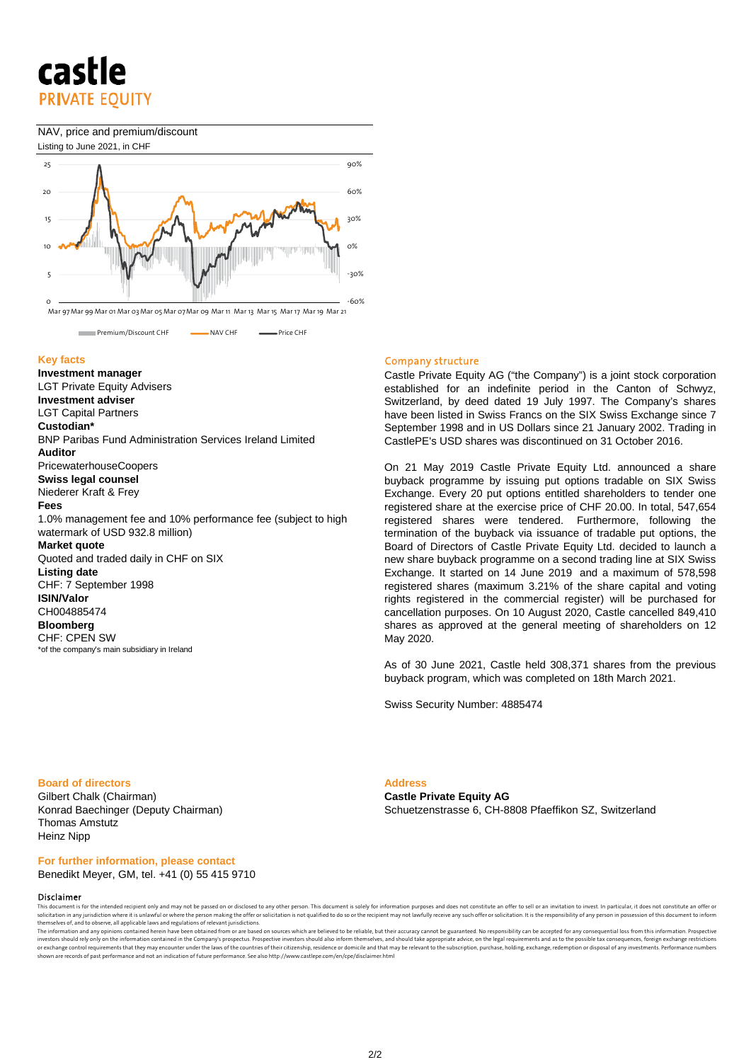castle
PRIVATE EQUITY

NAV, price and premium/discount

Listing to June 2021, in CHF

25
20
15
10
5
0

90%
60%
30%
0%
-30%
-60%

Mar 97 Mar 99 Mar 01 Mar 03 Mar 05 Mar 07 Mar 09 Mar 11 Mar 13 Mar 15 Mar 17 Mar 19 Mar 21

Premium/Discount CHF
NAV CHF
Price CHF

## Key facts

**Investment manager**
LGT Private Equity Advisers

**Investment adviser**
LGT Capital Partners

**Custodian***
BNP Paribas Fund Administration Services Ireland Limited

**Auditor**
PricewaterhouseCoopers

**Swiss legal counsel**
Niederer Kraft & Frey

**Fees**
1.0% management fee and 10% performance fee (subject to high watermark of USD 932.8 million)

**Market quote**
Quoted and traded daily in CHF on SIX

**Listing date**
CHF: 7 September 1998

**ISIN/Valor**
CH004885474

**Bloomberg**
CHF: CPEN SW

*of the company's main subsidiary in Ireland

## Company structure

Castle Private Equity AG ("the Company") is a joint stock corporation established for an indefinite period in the Canton of Schwyz, Switzerland, by deed dated 19 July 1997. The Company's shares have been listed in Swiss Francs on the SIX Swiss Exchange since 7 September 1998 and in US Dollars since 21 January 2002. Trading in CastlePE's USD shares was discontinued on 31 October 2016.

On 21 May 2019 Castle Private Equity Ltd. announced a share buyback programme by issuing put options tradable on SIX Swiss Exchange. Every 20 put options entitled shareholders to tender one registered share at the exercise price of CHF 20.00. In total, 547,654 registered shares were tendered. Furthermore, following the termination of the buyback via issuance of tradable put options, the Board of Directors of Castle Private Equity Ltd. decided to launch a new share buyback programme on a second trading line at SIX Swiss Exchange. It started on 14 June 2019 and a maximum of 578,598 registered shares (maximum 3.21% of the share capital and voting rights registered in the commercial register) will be purchased for cancellation purposes. On 10 August 2020, Castle cancelled 849,410 shares as approved at the general meeting of shareholders on 12 May 2020.

As of 30 June 2021, Castle held 308,371 shares from the previous buyback program, which was completed on 18th March 2021.

Swiss Security Number: 4885474

## Board of directors

Gilbert Chalk (Chairman)
Konrad Baechinger (Deputy Chairman)
Thomas Amstutz
Heinz Nipp

## For further information, please contact

Benedikt Meyer, GM, tel. +41 (0) 55 415 9710

## Address

**Castle Private Equity AG**
Schuetzenstrasse 6, CH-8808 Pfaeffikon SZ, Switzerland

### Disclaimer

This document is for the intended recipient only and may not be passed on or disclosed to any other person. This document is solely for information purposes and does not constitute an offer to sell or an invitation to invest. In particular, it does not constitute an offer or solicitation in any jurisdiction where it is unlawful or where the person making the offer or solicitation is not qualified to do so or the recipient may not lawfully receive any such offer or solicitation. It is the responsibility of any person in possession of this document to inform themselves of, and to observe, all applicable laws and regulations of relevant jurisdictions.

The information and any opinions contained herein have been obtained from or are based on sources which are believed to be reliable, but their accuracy cannot be guaranteed. No responsibility can be accepted for any consequential loss from this information. Prospective investors should rely only on the information contained in the Company's prospectus. Prospective investors should also inform themselves, and should take appropriate advice, on the legal requirements and as to the possible tax consequences, foreign exchange restrictions or exchange control requirements that they may encounter under the laws of the countries of their citizenship, residence or domicile and that may be relevant to the subscription, purchase, holding, exchange, redemption or disposal of any investments. Performance numbers shown are records of past performance and not an indication of future performance. See also http://www.castlepe.com/en/cpe/disclaimer.html